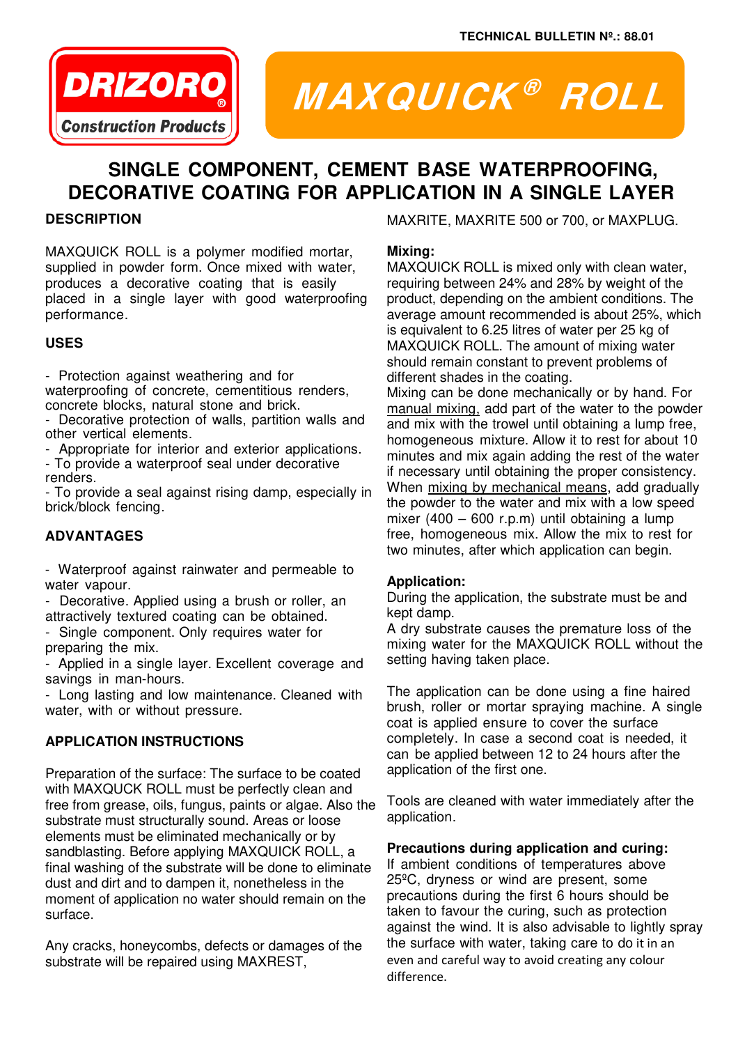TECHNICAL BULLETIN Nº.: 88.01

DRIZORO® Construction Products

# MAXQUICK® ROLL

## SINGLE COMPONENT, CEMENT BASE WATERPROOFING, DECORATIVE COATING FOR APPLICATION IN A SINGLE LAYER

### DESCRIPTION

MAXQUICK ROLL is a polymer modified mortar, supplied in powder form. Once mixed with water, produces a decorative coating that is easily placed in a single layer with good waterproofing performance.

### USES

- Protection against weathering and for waterproofing of concrete, cementitious renders, concrete blocks, natural stone and brick.
- Decorative protection of walls, partition walls and other vertical elements.
- Appropriate for interior and exterior applications.
- To provide a waterproof seal under decorative renders.
- To provide a seal against rising damp, especially in brick/block fencing.

### ADVANTAGES

- Waterproof against rainwater and permeable to water vapour.
- Decorative. Applied using a brush or roller, an attractively textured coating can be obtained.
- Single component. Only requires water for preparing the mix.
- Applied in a single layer. Excellent coverage and savings in man-hours.
- Long lasting and low maintenance. Cleaned with water, with or without pressure.

### APPLICATION INSTRUCTIONS

Preparation of the surface: The surface to be coated with MAXQUCK ROLL must be perfectly clean and free from grease, oils, fungus, paints or algae. Also the substrate must structurally sound. Areas or loose elements must be eliminated mechanically or by sandblasting. Before applying MAXQUICK ROLL, a final washing of the substrate will be done to eliminate dust and dirt and to dampen it, nonetheless in the moment of application no water should remain on the surface.

Any cracks, honeycombs, defects or damages of the substrate will be repaired using MAXREST, MAXRITE, MAXRITE 500 or 700, or MAXPLUG.

**Mixing:**
MAXQUICK ROLL is mixed only with clean water, requiring between 24% and 28% by weight of the product, depending on the ambient conditions. The average amount recommended is about 25%, which is equivalent to 6.25 litres of water per 25 kg of MAXQUICK ROLL. The amount of mixing water should remain constant to prevent problems of different shades in the coating.
Mixing can be done mechanically or by hand. For manual mixing, add part of the water to the powder and mix with the trowel until obtaining a lump free, homogeneous mixture. Allow it to rest for about 10 minutes and mix again adding the rest of the water if necessary until obtaining the proper consistency. When mixing by mechanical means, add gradually the powder to the water and mix with a low speed mixer (400 – 600 r.p.m) until obtaining a lump free, homogeneous mix. Allow the mix to rest for two minutes, after which application can begin.

**Application:**
During the application, the substrate must be and kept damp.
A dry substrate causes the premature loss of the mixing water for the MAXQUICK ROLL without the setting having taken place.

The application can be done using a fine haired brush, roller or mortar spraying machine. A single coat is applied ensure to cover the surface completely. In case a second coat is needed, it can be applied between 12 to 24 hours after the application of the first one.

Tools are cleaned with water immediately after the application.

**Precautions during application and curing:**
If ambient conditions of temperatures above 25ºC, dryness or wind are present, some precautions during the first 6 hours should be taken to favour the curing, such as protection against the wind. It is also advisable to lightly spray the surface with water, taking care to do it in an even and careful way to avoid creating any colour difference.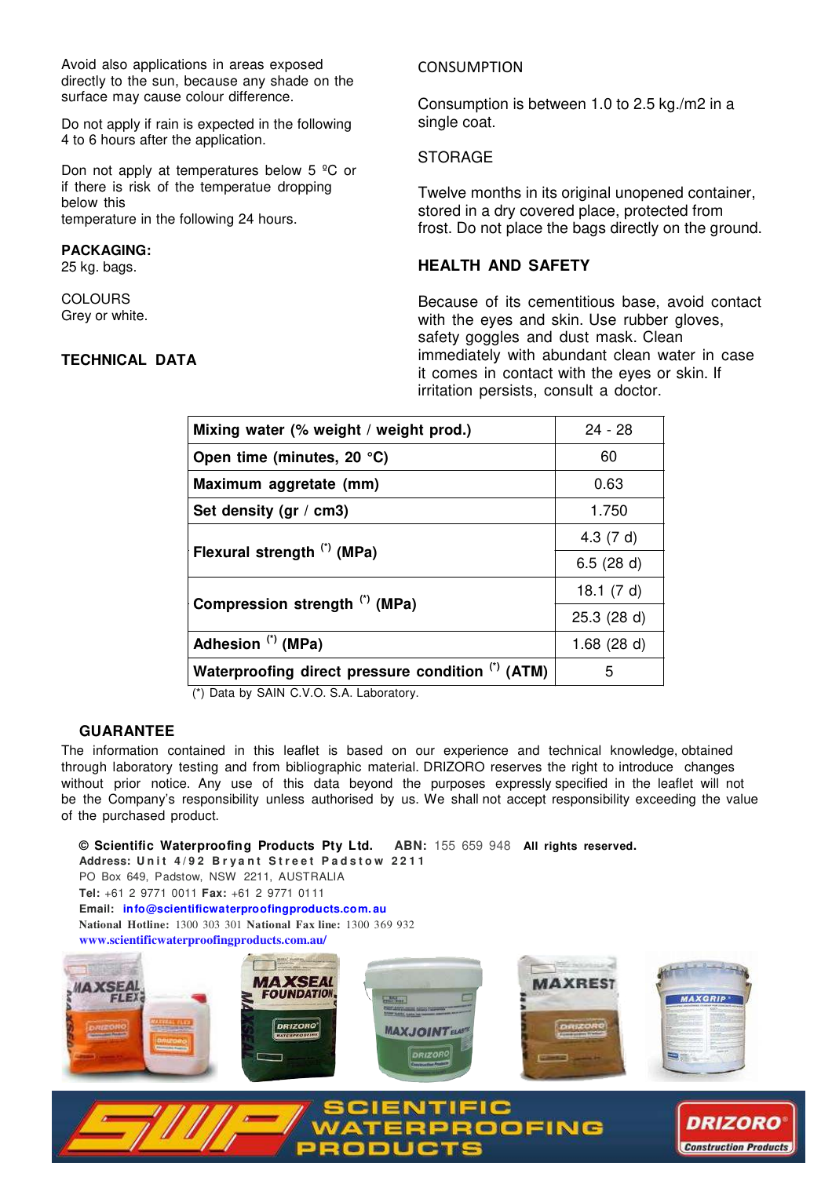Avoid also applications in areas exposed directly to the sun, because any shade on the surface may cause colour difference.

Do not apply if rain is expected in the following 4 to 6 hours after the application.

Don not apply at temperatures below 5 ºC or if there is risk of the temperatue dropping below this temperature in the following 24 hours.

**PACKAGING:**
25 kg. bags.

COLOURS
Grey or white.

**TECHNICAL DATA**

CONSUMPTION

Consumption is between 1.0 to 2.5 kg./m2 in a single coat.

STORAGE

Twelve months in its original unopened container, stored in a dry covered place, protected from frost. Do not place the bags directly on the ground.

**HEALTH AND SAFETY**

Because of its cementitious base, avoid contact with the eyes and skin. Use rubber gloves, safety goggles and dust mask. Clean immediately with abundant clean water in case it comes in contact with the eyes or skin. If irritation persists, consult a doctor.

| | |
|---|---|
| **Mixing water (% weight / weight prod.)** | 24 - 28 |
| **Open time (minutes, 20 °C)** | 60 |
| **Maximum aggretate (mm)** | 0.63 |
| **Set density (gr / cm3)** | 1.750 |
| **Flexural strength (\*) (MPa)** | 4.3 (7 d) |
| | 6.5 (28 d) |
| **Compression strength (\*) (MPa)** | 18.1 (7 d) |
| | 25.3 (28 d) |
| **Adhesion (\*) (MPa)** | 1.68 (28 d) |
| **Waterproofing direct pressure condition (\*) (ATM)** | 5 |

(\*) Data by SAIN C.V.O. S.A. Laboratory.

**GUARANTEE**

The information contained in this leaflet is based on our experience and technical knowledge, obtained through laboratory testing and from bibliographic material. DRIZORO reserves the right to introduce changes without prior notice. Any use of this data beyond the purposes expressly specified in the leaflet will not be the Company's responsibility unless authorised by us. We shall not accept responsibility exceeding the value of the purchased product.

**© Scientific Waterproofing Products Pty Ltd.** **ABN:** 155 659 948 **All rights reserved.**
**Address: Unit 4/92 Bryant Street Padstow 2211**
PO Box 649, Padstow, NSW 2211, AUSTRALIA
**Tel:** +61 2 9771 0011 **Fax:** +61 2 9771 0111
**Email:** info@scientificwaterproofingproducts.com.au
**National Hotline:** 1300 303 301 **National Fax line:** 1300 369 932
www.scientificwaterproofingproducts.com.au/